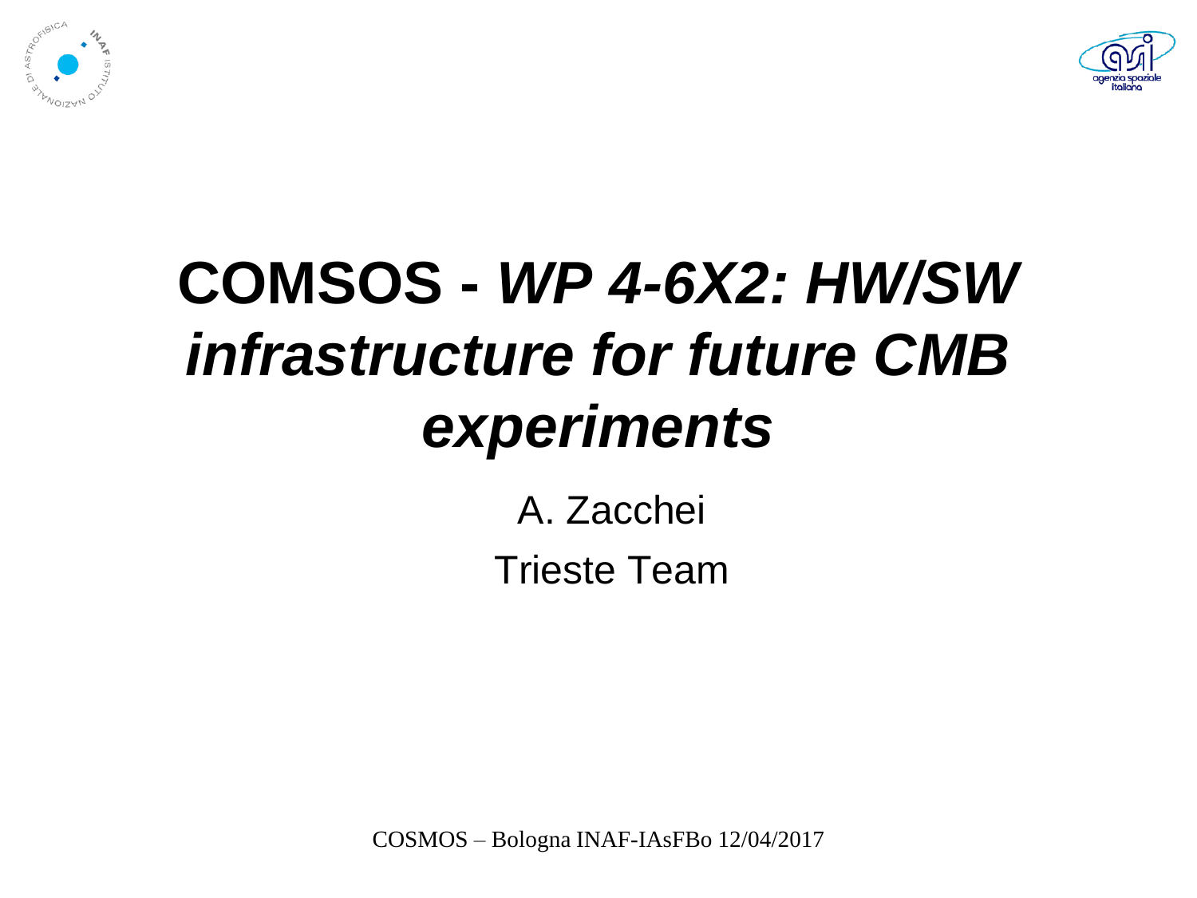# COMSOS - *WP 4-6X2: HW/SW infrastructure for future CMB experiments*

A. Zacchei

Trieste Team

COSMOS – Bologna INAF-IAsFBo 12/04/2017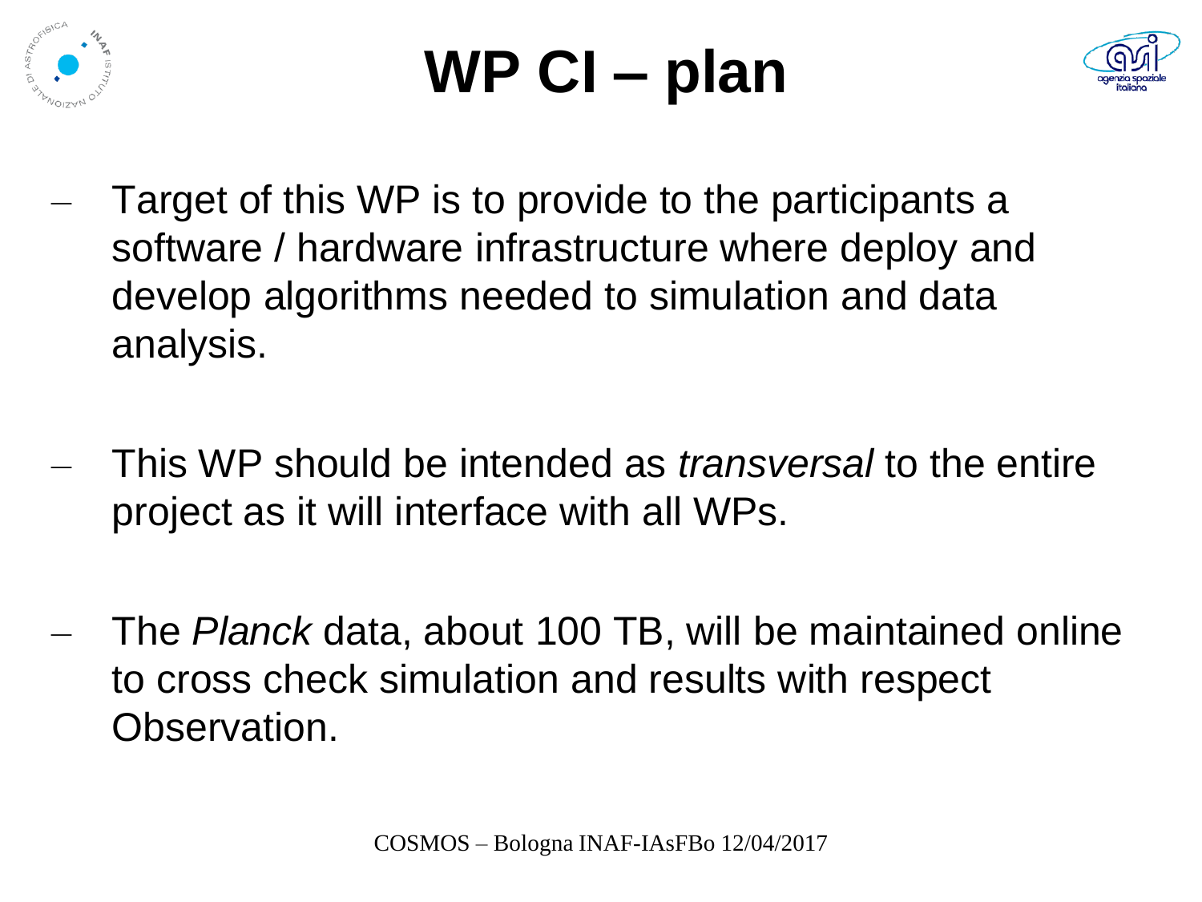# WP CI – plan

- Target of this WP is to provide to the participants a software / hardware infrastructure where deploy and develop algorithms needed to simulation and data analysis.

- This WP should be intended as *transversal* to the entire project as it will interface with all WPs.

- The *Planck* data, about 100 TB, will be maintained online to cross check simulation and results with respect Observation.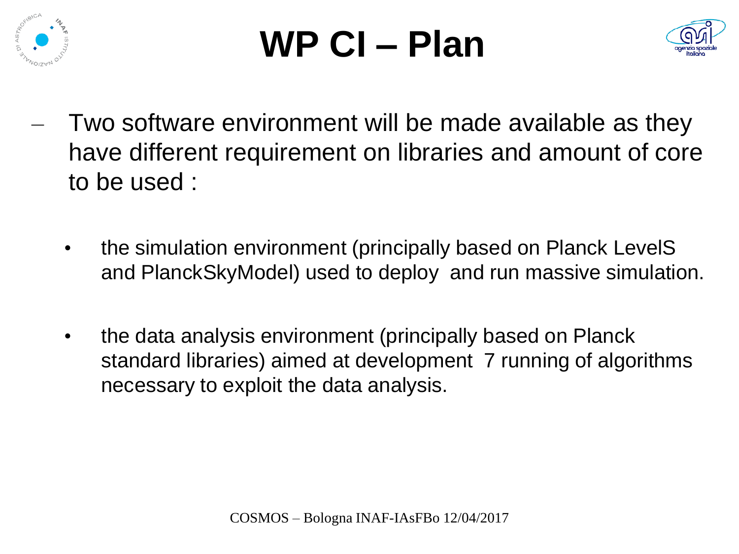# WP CI – Plan

- Two software environment will be made available as they have different requirement on libraries and amount of core to be used :

  - the simulation environment (principally based on Planck LevelS and PlanckSkyModel) used to deploy  and run massive simulation.

  - the data analysis environment (principally based on Planck standard libraries) aimed at development  7 running of algorithms necessary to exploit the data analysis.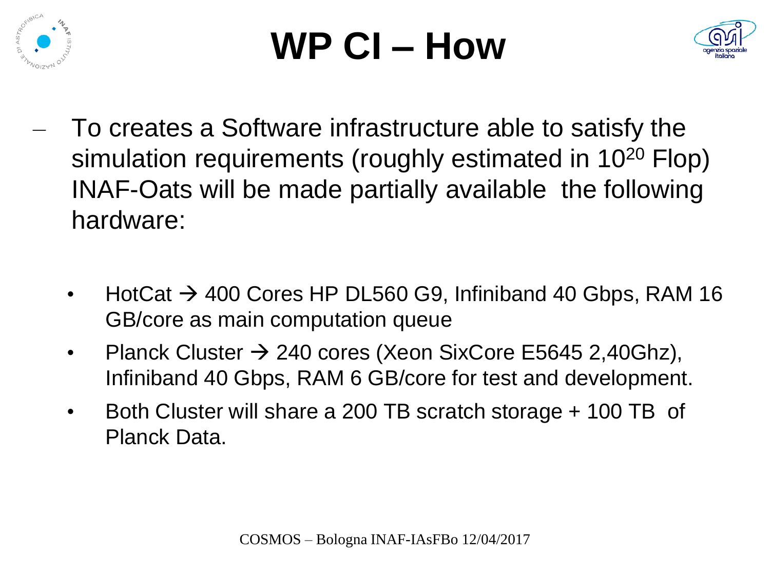# WP CI – How

- To creates a Software infrastructure able to satisfy the simulation requirements (roughly estimated in $10^{20}$ Flop) INAF-Oats will be made partially available the following hardware:

  - HotCat → 400 Cores HP DL560 G9, Infiniband 40 Gbps, RAM 16 GB/core as main computation queue
  - Planck Cluster → 240 cores (Xeon SixCore E5645 2,40Ghz), Infiniband 40 Gbps, RAM 6 GB/core for test and development.
  - Both Cluster will share a 200 TB scratch storage + 100 TB of Planck Data.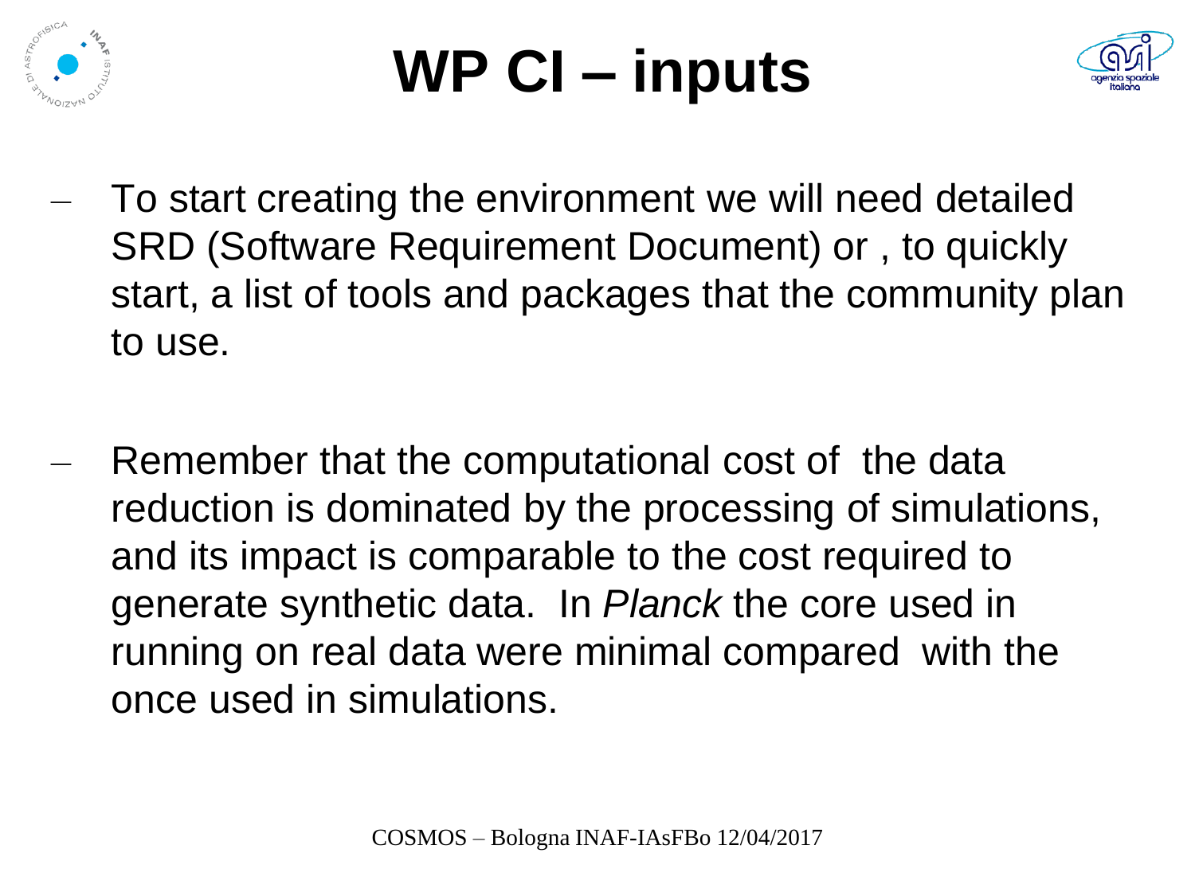# WP CI – inputs

- To start creating the environment we will need detailed SRD (Software Requirement Document) or , to quickly start, a list of tools and packages that the community plan to use.

- Remember that the computational cost of the data reduction is dominated by the processing of simulations, and its impact is comparable to the cost required to generate synthetic data. In *Planck* the core used in running on real data were minimal compared with the once used in simulations.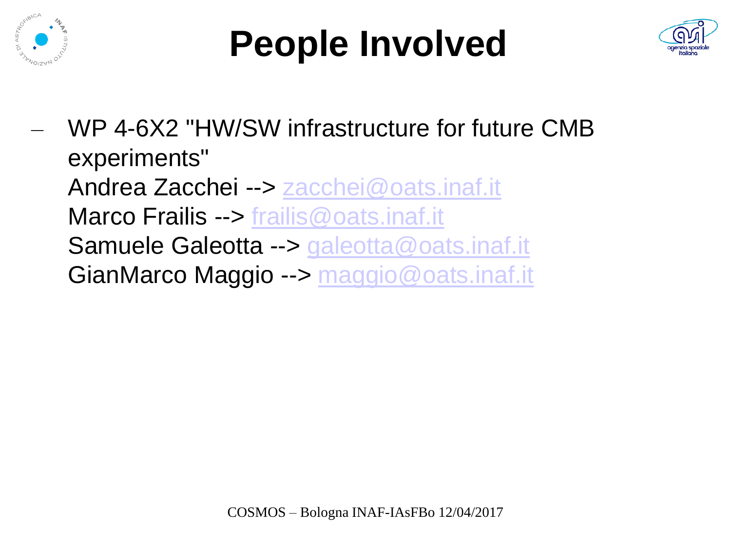# People Involved

- WP 4-6X2 "HW/SW infrastructure for future CMB experiments"
  Andrea Zacchei --> zacchei@oats.inaf.it
  Marco Frailis --> frailis@oats.inaf.it
  Samuele Galeotta --> galeotta@oats.inaf.it
  GianMarco Maggio --> maggio@oats.inaf.it